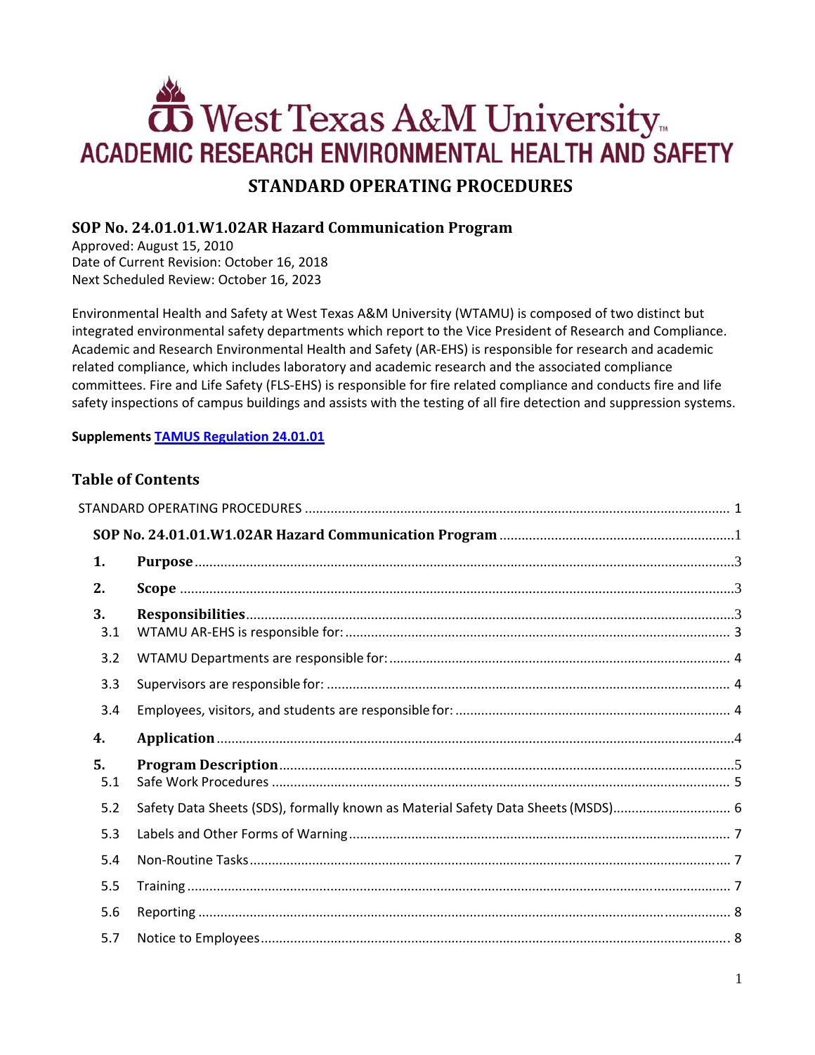# West Texas A&M University

## ACADEMIC RESEARCH ENVIRONMENTAL HEALTH AND SAFETY

## STANDARD OPERATING PROCEDURES

### SOP No. 24.01.01.W1.02AR Hazard Communication Program

Approved: August 15, 2010
Date of Current Revision: October 16, 2018
Next Scheduled Review: October 16, 2023

Environmental Health and Safety at West Texas A&M University (WTAMU) is composed of two distinct but integrated environmental safety departments which report to the Vice President of Research and Compliance. Academic and Research Environmental Health and Safety (AR-EHS) is responsible for research and academic related compliance, which includes laboratory and academic research and the associated compliance committees. Fire and Life Safety (FLS-EHS) is responsible for fire related compliance and conducts fire and life safety inspections of campus buildings and assists with the testing of all fire detection and suppression systems.

**Supplements TAMUS Regulation 24.01.01**

### Table of Contents

STANDARD OPERATING PROCEDURES ........ 1

**SOP No. 24.01.01.W1.02AR Hazard Communication Program** ........ 1

**1. Purpose** ........ 3

**2. Scope** ........ 3

**3. Responsibilities** ........ 3

- 3.1 WTAMU AR-EHS is responsible for: ........ 3
- 3.2 WTAMU Departments are responsible for: ........ 4
- 3.3 Supervisors are responsible for: ........ 4
- 3.4 Employees, visitors, and students are responsible for: ........ 4

**4. Application** ........ 4

**5. Program Description** ........ 5

- 5.1 Safe Work Procedures ........ 5
- 5.2 Safety Data Sheets (SDS), formally known as Material Safety Data Sheets (MSDS) ........ 6
- 5.3 Labels and Other Forms of Warning ........ 7
- 5.4 Non-Routine Tasks ........ 7
- 5.5 Training ........ 7
- 5.6 Reporting ........ 8
- 5.7 Notice to Employees ........ 8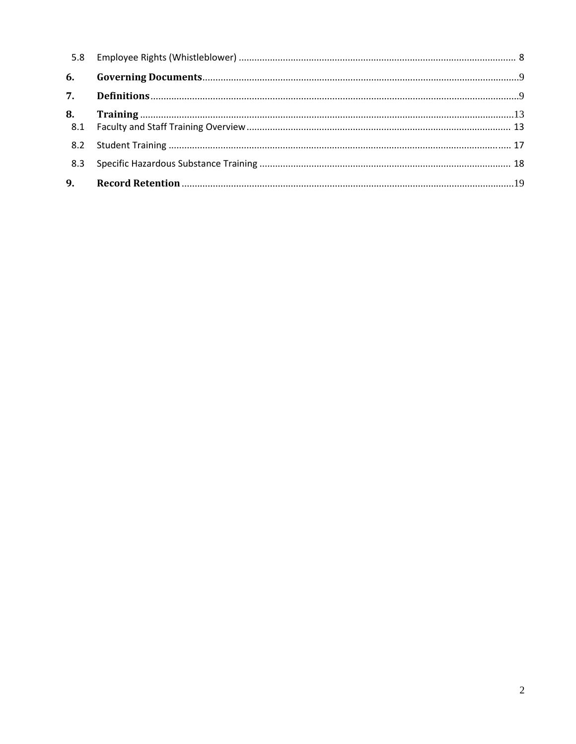5.8 Employee Rights (Whistleblower) .......... 8

**6. Governing Documents** .......... 9

**7. Definitions** .......... 9

**8. Training** .......... 13

8.1 Faculty and Staff Training Overview .......... 13

8.2 Student Training .......... 17

8.3 Specific Hazardous Substance Training .......... 18

**9. Record Retention** .......... 19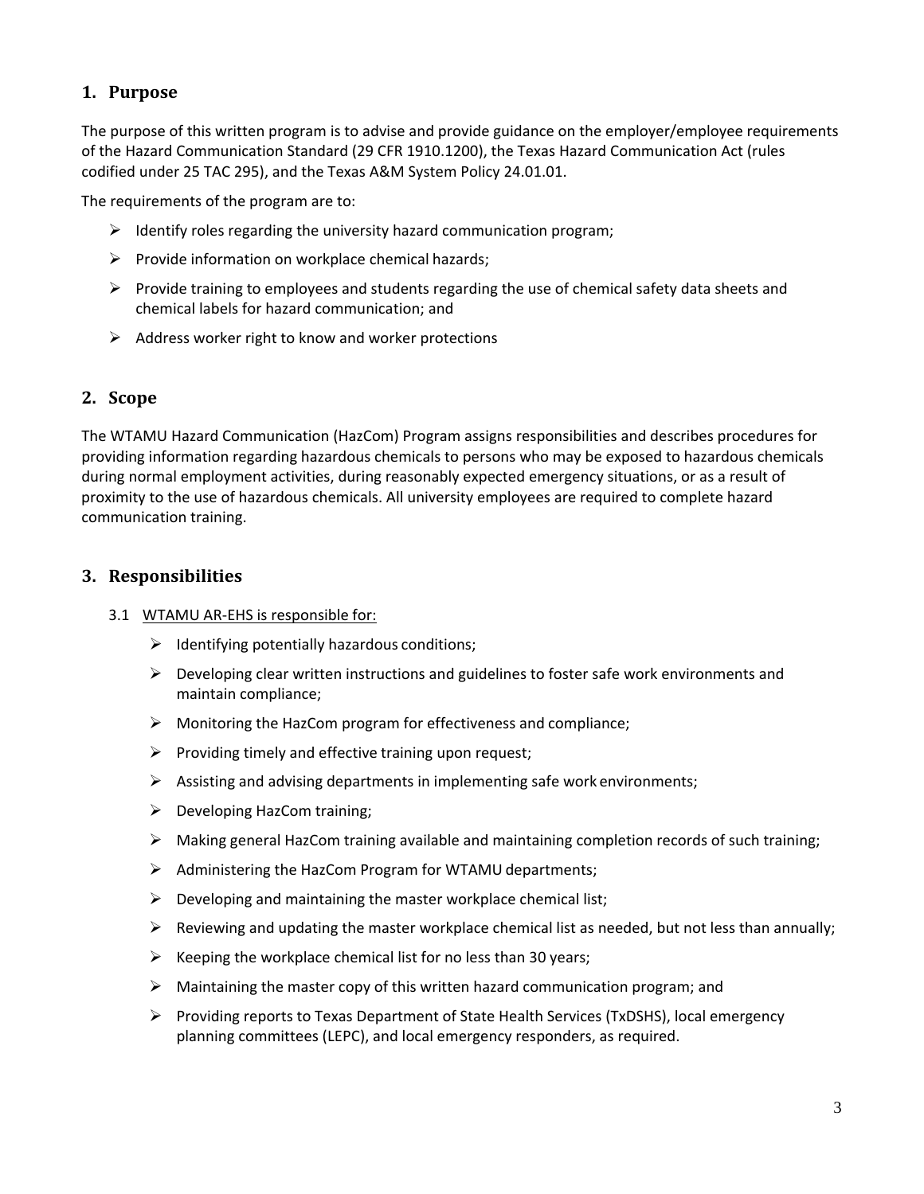## 1. Purpose

The purpose of this written program is to advise and provide guidance on the employer/employee requirements of the Hazard Communication Standard (29 CFR 1910.1200), the Texas Hazard Communication Act (rules codified under 25 TAC 295), and the Texas A&M System Policy 24.01.01.

The requirements of the program are to:

- Identify roles regarding the university hazard communication program;
- Provide information on workplace chemical hazards;
- Provide training to employees and students regarding the use of chemical safety data sheets and chemical labels for hazard communication; and
- Address worker right to know and worker protections

## 2. Scope

The WTAMU Hazard Communication (HazCom) Program assigns responsibilities and describes procedures for providing information regarding hazardous chemicals to persons who may be exposed to hazardous chemicals during normal employment activities, during reasonably expected emergency situations, or as a result of proximity to the use of hazardous chemicals. All university employees are required to complete hazard communication training.

## 3. Responsibilities

3.1 WTAMU AR-EHS is responsible for:

- Identifying potentially hazardous conditions;
- Developing clear written instructions and guidelines to foster safe work environments and maintain compliance;
- Monitoring the HazCom program for effectiveness and compliance;
- Providing timely and effective training upon request;
- Assisting and advising departments in implementing safe work environments;
- Developing HazCom training;
- Making general HazCom training available and maintaining completion records of such training;
- Administering the HazCom Program for WTAMU departments;
- Developing and maintaining the master workplace chemical list;
- Reviewing and updating the master workplace chemical list as needed, but not less than annually;
- Keeping the workplace chemical list for no less than 30 years;
- Maintaining the master copy of this written hazard communication program; and
- Providing reports to Texas Department of State Health Services (TxDSHS), local emergency planning committees (LEPC), and local emergency responders, as required.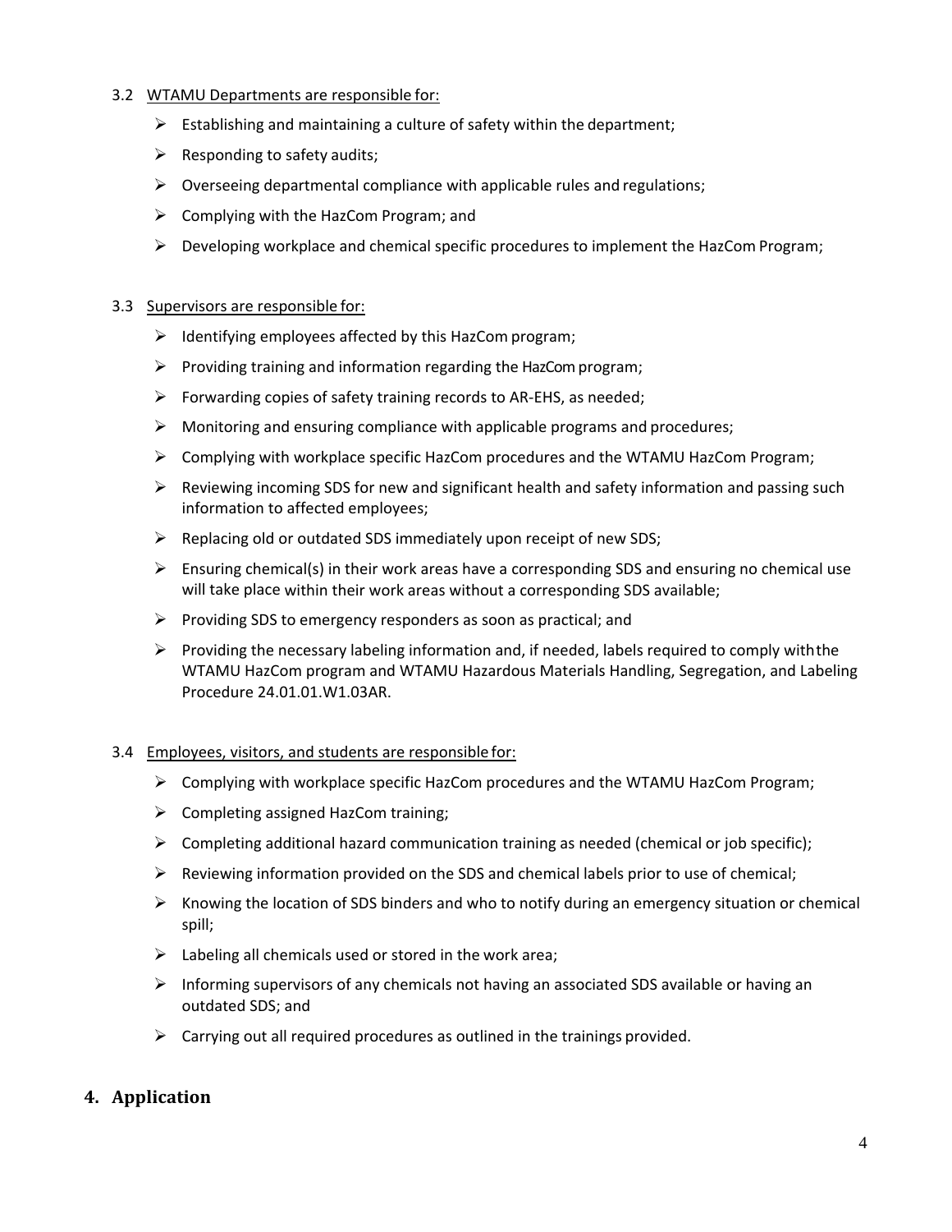3.2 WTAMU Departments are responsible for:

- Establishing and maintaining a culture of safety within the department;
- Responding to safety audits;
- Overseeing departmental compliance with applicable rules and regulations;
- Complying with the HazCom Program; and
- Developing workplace and chemical specific procedures to implement the HazCom Program;

3.3 Supervisors are responsible for:

- Identifying employees affected by this HazCom program;
- Providing training and information regarding the HazCom program;
- Forwarding copies of safety training records to AR-EHS, as needed;
- Monitoring and ensuring compliance with applicable programs and procedures;
- Complying with workplace specific HazCom procedures and the WTAMU HazCom Program;
- Reviewing incoming SDS for new and significant health and safety information and passing such information to affected employees;
- Replacing old or outdated SDS immediately upon receipt of new SDS;
- Ensuring chemical(s) in their work areas have a corresponding SDS and ensuring no chemical use will take place within their work areas without a corresponding SDS available;
- Providing SDS to emergency responders as soon as practical; and
- Providing the necessary labeling information and, if needed, labels required to comply with the WTAMU HazCom program and WTAMU Hazardous Materials Handling, Segregation, and Labeling Procedure 24.01.01.W1.03AR.

3.4 Employees, visitors, and students are responsible for:

- Complying with workplace specific HazCom procedures and the WTAMU HazCom Program;
- Completing assigned HazCom training;
- Completing additional hazard communication training as needed (chemical or job specific);
- Reviewing information provided on the SDS and chemical labels prior to use of chemical;
- Knowing the location of SDS binders and who to notify during an emergency situation or chemical spill;
- Labeling all chemicals used or stored in the work area;
- Informing supervisors of any chemicals not having an associated SDS available or having an outdated SDS; and
- Carrying out all required procedures as outlined in the trainings provided.

## 4. Application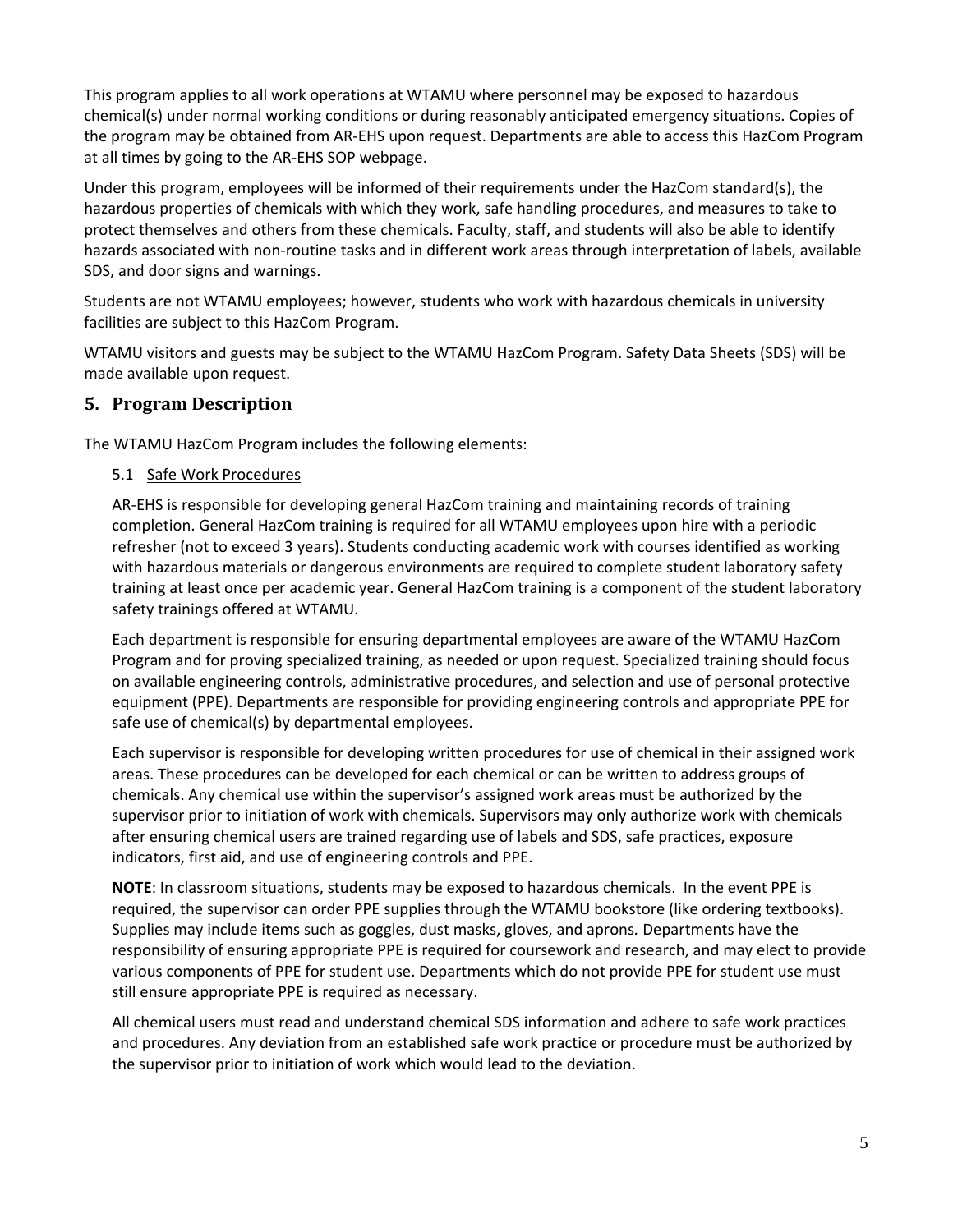This program applies to all work operations at WTAMU where personnel may be exposed to hazardous chemical(s) under normal working conditions or during reasonably anticipated emergency situations. Copies of the program may be obtained from AR-EHS upon request. Departments are able to access this HazCom Program at all times by going to the AR-EHS SOP webpage.

Under this program, employees will be informed of their requirements under the HazCom standard(s), the hazardous properties of chemicals with which they work, safe handling procedures, and measures to take to protect themselves and others from these chemicals. Faculty, staff, and students will also be able to identify hazards associated with non-routine tasks and in different work areas through interpretation of labels, available SDS, and door signs and warnings.

Students are not WTAMU employees; however, students who work with hazardous chemicals in university facilities are subject to this HazCom Program.

WTAMU visitors and guests may be subject to the WTAMU HazCom Program. Safety Data Sheets (SDS) will be made available upon request.

## 5. Program Description

The WTAMU HazCom Program includes the following elements:

### 5.1 Safe Work Procedures

AR-EHS is responsible for developing general HazCom training and maintaining records of training completion. General HazCom training is required for all WTAMU employees upon hire with a periodic refresher (not to exceed 3 years). Students conducting academic work with courses identified as working with hazardous materials or dangerous environments are required to complete student laboratory safety training at least once per academic year. General HazCom training is a component of the student laboratory safety trainings offered at WTAMU.

Each department is responsible for ensuring departmental employees are aware of the WTAMU HazCom Program and for proving specialized training, as needed or upon request. Specialized training should focus on available engineering controls, administrative procedures, and selection and use of personal protective equipment (PPE). Departments are responsible for providing engineering controls and appropriate PPE for safe use of chemical(s) by departmental employees.

Each supervisor is responsible for developing written procedures for use of chemical in their assigned work areas. These procedures can be developed for each chemical or can be written to address groups of chemicals. Any chemical use within the supervisor's assigned work areas must be authorized by the supervisor prior to initiation of work with chemicals. Supervisors may only authorize work with chemicals after ensuring chemical users are trained regarding use of labels and SDS, safe practices, exposure indicators, first aid, and use of engineering controls and PPE.

**NOTE**: In classroom situations, students may be exposed to hazardous chemicals. In the event PPE is required, the supervisor can order PPE supplies through the WTAMU bookstore (like ordering textbooks). Supplies may include items such as goggles, dust masks, gloves, and aprons*.* Departments have the responsibility of ensuring appropriate PPE is required for coursework and research, and may elect to provide various components of PPE for student use. Departments which do not provide PPE for student use must still ensure appropriate PPE is required as necessary.

All chemical users must read and understand chemical SDS information and adhere to safe work practices and procedures. Any deviation from an established safe work practice or procedure must be authorized by the supervisor prior to initiation of work which would lead to the deviation.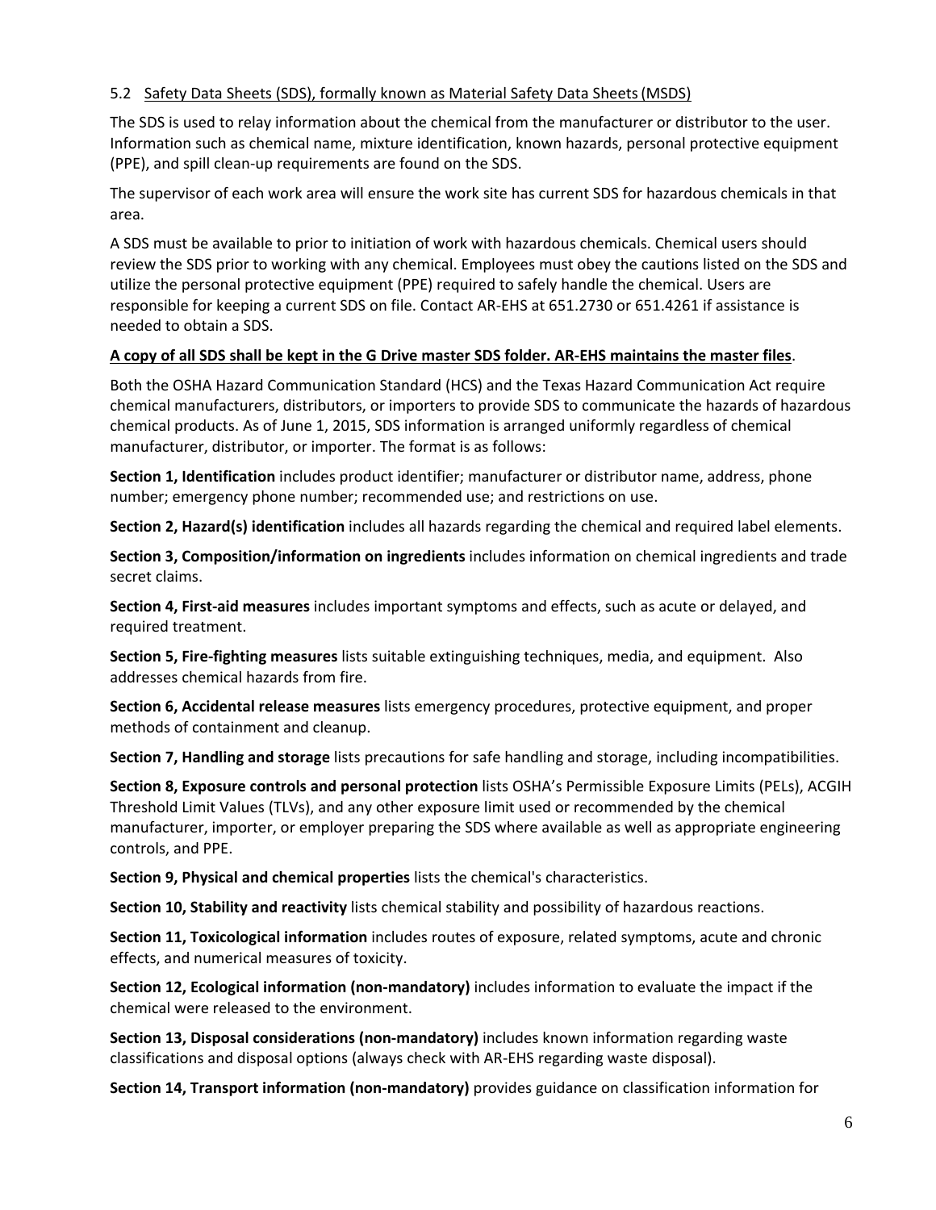### 5.2 Safety Data Sheets (SDS), formally known as Material Safety Data Sheets (MSDS)

The SDS is used to relay information about the chemical from the manufacturer or distributor to the user. Information such as chemical name, mixture identification, known hazards, personal protective equipment (PPE), and spill clean-up requirements are found on the SDS.

The supervisor of each work area will ensure the work site has current SDS for hazardous chemicals in that area.

A SDS must be available to prior to initiation of work with hazardous chemicals. Chemical users should review the SDS prior to working with any chemical. Employees must obey the cautions listed on the SDS and utilize the personal protective equipment (PPE) required to safely handle the chemical. Users are responsible for keeping a current SDS on file. Contact AR-EHS at 651.2730 or 651.4261 if assistance is needed to obtain a SDS.

**A copy of all SDS shall be kept in the G Drive master SDS folder. AR-EHS maintains the master files**.

Both the OSHA Hazard Communication Standard (HCS) and the Texas Hazard Communication Act require chemical manufacturers, distributors, or importers to provide SDS to communicate the hazards of hazardous chemical products. As of June 1, 2015, SDS information is arranged uniformly regardless of chemical manufacturer, distributor, or importer. The format is as follows:

**Section 1, Identification** includes product identifier; manufacturer or distributor name, address, phone number; emergency phone number; recommended use; and restrictions on use.

**Section 2, Hazard(s) identification** includes all hazards regarding the chemical and required label elements.

**Section 3, Composition/information on ingredients** includes information on chemical ingredients and trade secret claims.

**Section 4, First-aid measures** includes important symptoms and effects, such as acute or delayed, and required treatment.

**Section 5, Fire-fighting measures** lists suitable extinguishing techniques, media, and equipment. Also addresses chemical hazards from fire.

**Section 6, Accidental release measures** lists emergency procedures, protective equipment, and proper methods of containment and cleanup.

**Section 7, Handling and storage** lists precautions for safe handling and storage, including incompatibilities.

**Section 8, Exposure controls and personal protection** lists OSHA's Permissible Exposure Limits (PELs), ACGIH Threshold Limit Values (TLVs), and any other exposure limit used or recommended by the chemical manufacturer, importer, or employer preparing the SDS where available as well as appropriate engineering controls, and PPE.

**Section 9, Physical and chemical properties** lists the chemical's characteristics.

**Section 10, Stability and reactivity** lists chemical stability and possibility of hazardous reactions.

**Section 11, Toxicological information** includes routes of exposure, related symptoms, acute and chronic effects, and numerical measures of toxicity.

**Section 12, Ecological information (non-mandatory)** includes information to evaluate the impact if the chemical were released to the environment.

**Section 13, Disposal considerations (non-mandatory)** includes known information regarding waste classifications and disposal options (always check with AR-EHS regarding waste disposal).

**Section 14, Transport information (non-mandatory)** provides guidance on classification information for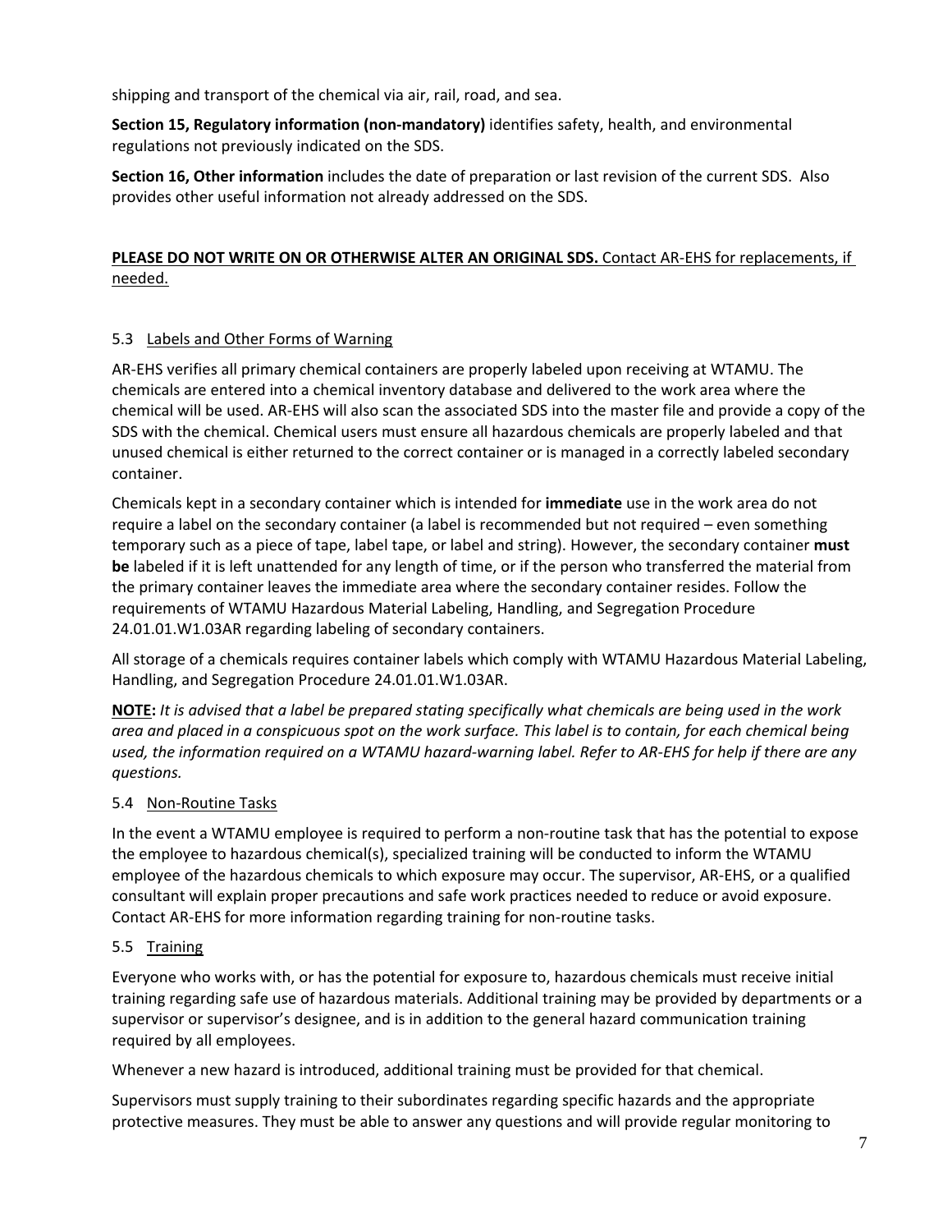shipping and transport of the chemical via air, rail, road, and sea.

**Section 15, Regulatory information (non-mandatory)** identifies safety, health, and environmental regulations not previously indicated on the SDS.

**Section 16, Other information** includes the date of preparation or last revision of the current SDS. Also provides other useful information not already addressed on the SDS.

<u>**PLEASE DO NOT WRITE ON OR OTHERWISE ALTER AN ORIGINAL SDS.** Contact AR-EHS for replacements, if needed.</u>

### 5.3 <u>Labels and Other Forms of Warning</u>

AR-EHS verifies all primary chemical containers are properly labeled upon receiving at WTAMU. The chemicals are entered into a chemical inventory database and delivered to the work area where the chemical will be used. AR-EHS will also scan the associated SDS into the master file and provide a copy of the SDS with the chemical. Chemical users must ensure all hazardous chemicals are properly labeled and that unused chemical is either returned to the correct container or is managed in a correctly labeled secondary container.

Chemicals kept in a secondary container which is intended for **immediate** use in the work area do not require a label on the secondary container (a label is recommended but not required – even something temporary such as a piece of tape, label tape, or label and string). However, the secondary container **must be** labeled if it is left unattended for any length of time, or if the person who transferred the material from the primary container leaves the immediate area where the secondary container resides. Follow the requirements of WTAMU Hazardous Material Labeling, Handling, and Segregation Procedure 24.01.01.W1.03AR regarding labeling of secondary containers.

All storage of a chemicals requires container labels which comply with WTAMU Hazardous Material Labeling, Handling, and Segregation Procedure 24.01.01.W1.03AR.

<u>**NOTE:**</u> *It is advised that a label be prepared stating specifically what chemicals are being used in the work area and placed in a conspicuous spot on the work surface. This label is to contain, for each chemical being used, the information required on a WTAMU hazard-warning label. Refer to AR-EHS for help if there are any questions.*

### 5.4 <u>Non-Routine Tasks</u>

In the event a WTAMU employee is required to perform a non-routine task that has the potential to expose the employee to hazardous chemical(s), specialized training will be conducted to inform the WTAMU employee of the hazardous chemicals to which exposure may occur. The supervisor, AR-EHS, or a qualified consultant will explain proper precautions and safe work practices needed to reduce or avoid exposure. Contact AR-EHS for more information regarding training for non-routine tasks.

### 5.5 <u>Training</u>

Everyone who works with, or has the potential for exposure to, hazardous chemicals must receive initial training regarding safe use of hazardous materials. Additional training may be provided by departments or a supervisor or supervisor's designee, and is in addition to the general hazard communication training required by all employees.

Whenever a new hazard is introduced, additional training must be provided for that chemical.

Supervisors must supply training to their subordinates regarding specific hazards and the appropriate protective measures. They must be able to answer any questions and will provide regular monitoring to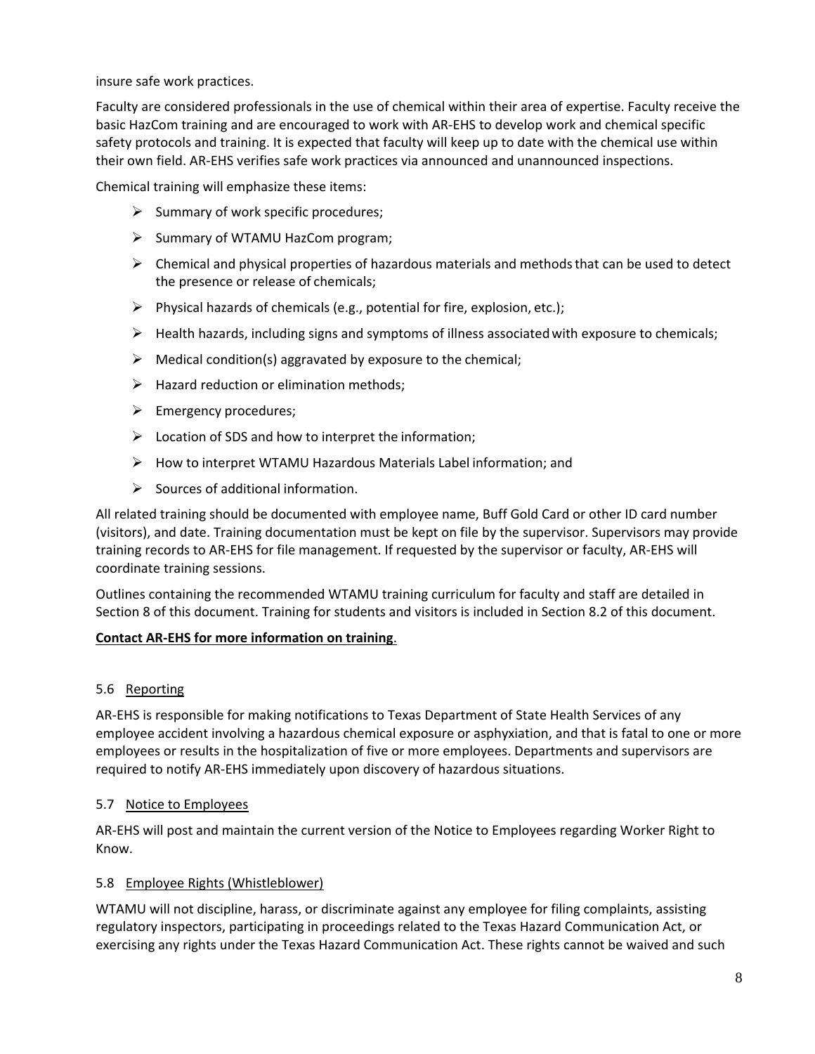insure safe work practices.

Faculty are considered professionals in the use of chemical within their area of expertise. Faculty receive the basic HazCom training and are encouraged to work with AR-EHS to develop work and chemical specific safety protocols and training. It is expected that faculty will keep up to date with the chemical use within their own field. AR-EHS verifies safe work practices via announced and unannounced inspections.

Chemical training will emphasize these items:

- Summary of work specific procedures;
- Summary of WTAMU HazCom program;
- Chemical and physical properties of hazardous materials and methods that can be used to detect the presence or release of chemicals;
- Physical hazards of chemicals (e.g., potential for fire, explosion, etc.);
- Health hazards, including signs and symptoms of illness associated with exposure to chemicals;
- Medical condition(s) aggravated by exposure to the chemical;
- Hazard reduction or elimination methods;
- Emergency procedures;
- Location of SDS and how to interpret the information;
- How to interpret WTAMU Hazardous Materials Label information; and
- Sources of additional information.

All related training should be documented with employee name, Buff Gold Card or other ID card number (visitors), and date. Training documentation must be kept on file by the supervisor. Supervisors may provide training records to AR-EHS for file management. If requested by the supervisor or faculty, AR-EHS will coordinate training sessions.

Outlines containing the recommended WTAMU training curriculum for faculty and staff are detailed in Section 8 of this document. Training for students and visitors is included in Section 8.2 of this document.

**Contact AR-EHS for more information on training**.

### 5.6 Reporting

AR-EHS is responsible for making notifications to Texas Department of State Health Services of any employee accident involving a hazardous chemical exposure or asphyxiation, and that is fatal to one or more employees or results in the hospitalization of five or more employees. Departments and supervisors are required to notify AR-EHS immediately upon discovery of hazardous situations.

### 5.7 Notice to Employees

AR-EHS will post and maintain the current version of the Notice to Employees regarding Worker Right to Know.

### 5.8 Employee Rights (Whistleblower)

WTAMU will not discipline, harass, or discriminate against any employee for filing complaints, assisting regulatory inspectors, participating in proceedings related to the Texas Hazard Communication Act, or exercising any rights under the Texas Hazard Communication Act. These rights cannot be waived and such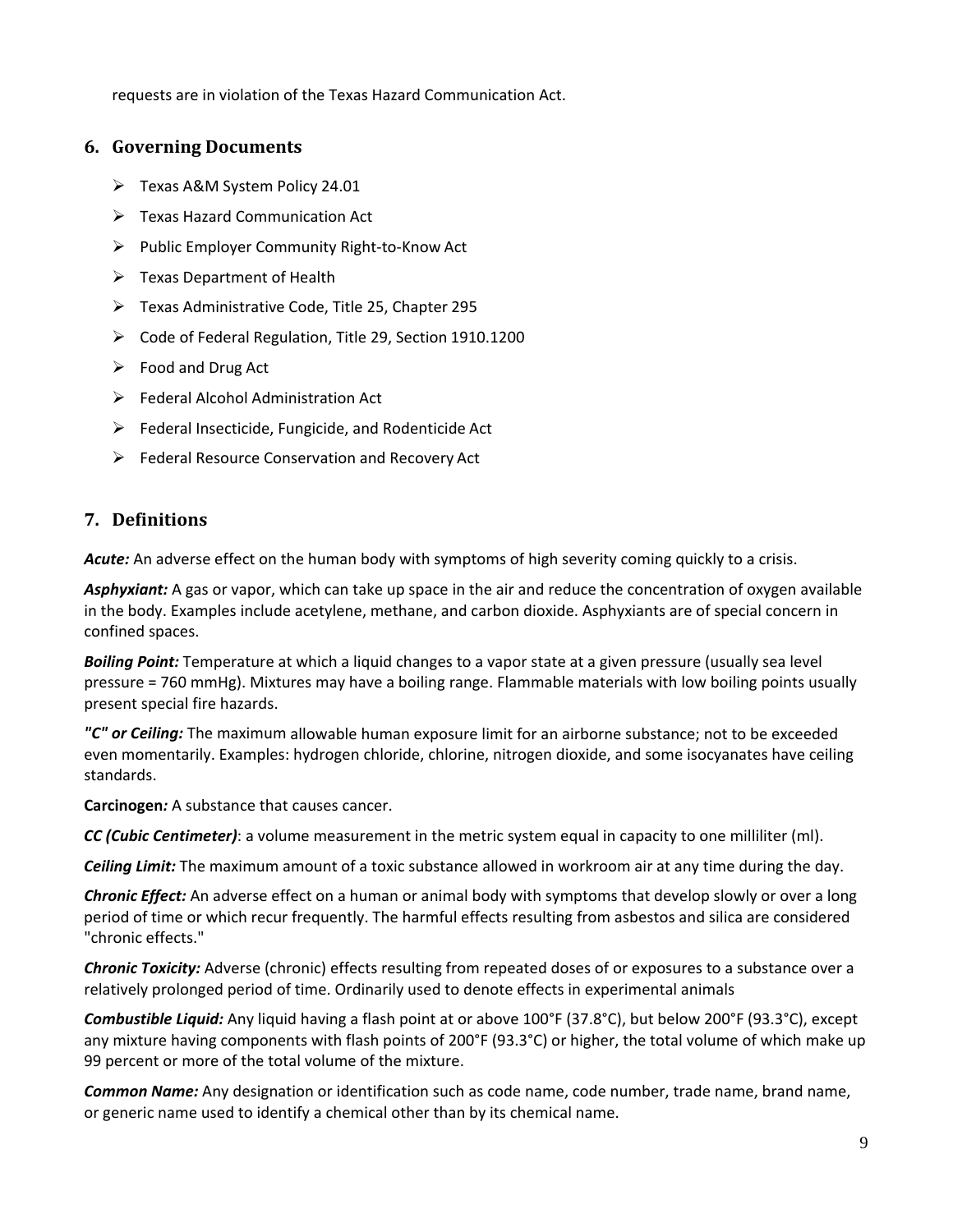requests are in violation of the Texas Hazard Communication Act.

## 6. Governing Documents

- Texas A&M System Policy 24.01
- Texas Hazard Communication Act
- Public Employer Community Right-to-Know Act
- Texas Department of Health
- Texas Administrative Code, Title 25, Chapter 295
- Code of Federal Regulation, Title 29, Section 1910.1200
- Food and Drug Act
- Federal Alcohol Administration Act
- Federal Insecticide, Fungicide, and Rodenticide Act
- Federal Resource Conservation and Recovery Act

## 7. Definitions

***Acute:*** An adverse effect on the human body with symptoms of high severity coming quickly to a crisis.

***Asphyxiant:*** A gas or vapor, which can take up space in the air and reduce the concentration of oxygen available in the body. Examples include acetylene, methane, and carbon dioxide. Asphyxiants are of special concern in confined spaces.

***Boiling Point:*** Temperature at which a liquid changes to a vapor state at a given pressure (usually sea level pressure = 760 mmHg). Mixtures may have a boiling range. Flammable materials with low boiling points usually present special fire hazards.

***"C" or Ceiling:*** The maximum allowable human exposure limit for an airborne substance; not to be exceeded even momentarily. Examples: hydrogen chloride, chlorine, nitrogen dioxide, and some isocyanates have ceiling standards.

**Carcinogen*:*** A substance that causes cancer.

***CC (Cubic Centimeter)***: a volume measurement in the metric system equal in capacity to one milliliter (ml).

***Ceiling Limit:*** The maximum amount of a toxic substance allowed in workroom air at any time during the day.

***Chronic Effect:*** An adverse effect on a human or animal body with symptoms that develop slowly or over a long period of time or which recur frequently. The harmful effects resulting from asbestos and silica are considered "chronic effects."

***Chronic Toxicity:*** Adverse (chronic) effects resulting from repeated doses of or exposures to a substance over a relatively prolonged period of time. Ordinarily used to denote effects in experimental animals

***Combustible Liquid:*** Any liquid having a flash point at or above 100°F (37.8°C), but below 200°F (93.3°C), except any mixture having components with flash points of 200°F (93.3°C) or higher, the total volume of which make up 99 percent or more of the total volume of the mixture.

***Common Name:*** Any designation or identification such as code name, code number, trade name, brand name, or generic name used to identify a chemical other than by its chemical name.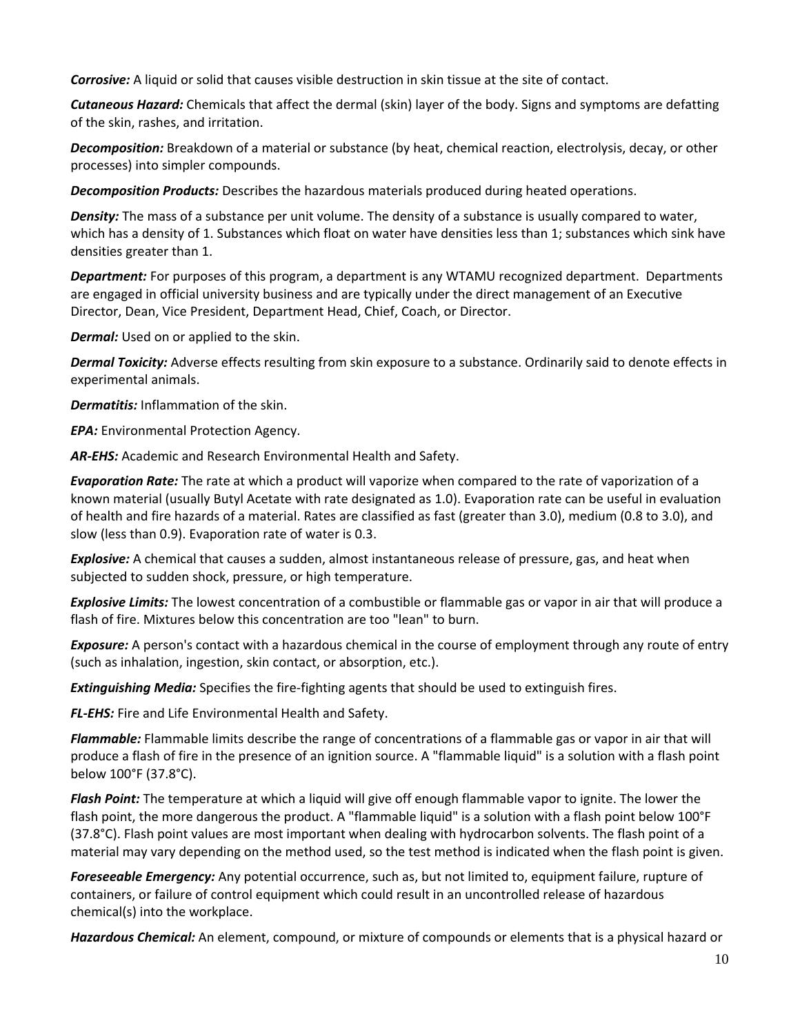***Corrosive:*** A liquid or solid that causes visible destruction in skin tissue at the site of contact.

***Cutaneous Hazard:*** Chemicals that affect the dermal (skin) layer of the body. Signs and symptoms are defatting of the skin, rashes, and irritation.

***Decomposition:*** Breakdown of a material or substance (by heat, chemical reaction, electrolysis, decay, or other processes) into simpler compounds.

***Decomposition Products:*** Describes the hazardous materials produced during heated operations.

***Density:*** The mass of a substance per unit volume. The density of a substance is usually compared to water, which has a density of 1. Substances which float on water have densities less than 1; substances which sink have densities greater than 1.

***Department:*** For purposes of this program, a department is any WTAMU recognized department. Departments are engaged in official university business and are typically under the direct management of an Executive Director, Dean, Vice President, Department Head, Chief, Coach, or Director.

***Dermal:*** Used on or applied to the skin.

***Dermal Toxicity:*** Adverse effects resulting from skin exposure to a substance. Ordinarily said to denote effects in experimental animals.

***Dermatitis:*** Inflammation of the skin.

***EPA:*** Environmental Protection Agency.

***AR-EHS:*** Academic and Research Environmental Health and Safety.

***Evaporation Rate:*** The rate at which a product will vaporize when compared to the rate of vaporization of a known material (usually Butyl Acetate with rate designated as 1.0). Evaporation rate can be useful in evaluation of health and fire hazards of a material. Rates are classified as fast (greater than 3.0), medium (0.8 to 3.0), and slow (less than 0.9). Evaporation rate of water is 0.3.

***Explosive:*** A chemical that causes a sudden, almost instantaneous release of pressure, gas, and heat when subjected to sudden shock, pressure, or high temperature.

***Explosive Limits:*** The lowest concentration of a combustible or flammable gas or vapor in air that will produce a flash of fire. Mixtures below this concentration are too "lean" to burn.

***Exposure:*** A person's contact with a hazardous chemical in the course of employment through any route of entry (such as inhalation, ingestion, skin contact, or absorption, etc.).

***Extinguishing Media:*** Specifies the fire-fighting agents that should be used to extinguish fires.

***FL-EHS:*** Fire and Life Environmental Health and Safety.

***Flammable:*** Flammable limits describe the range of concentrations of a flammable gas or vapor in air that will produce a flash of fire in the presence of an ignition source. A "flammable liquid" is a solution with a flash point below 100°F (37.8°C).

***Flash Point:*** The temperature at which a liquid will give off enough flammable vapor to ignite. The lower the flash point, the more dangerous the product. A "flammable liquid" is a solution with a flash point below 100°F (37.8°C). Flash point values are most important when dealing with hydrocarbon solvents. The flash point of a material may vary depending on the method used, so the test method is indicated when the flash point is given.

***Foreseeable Emergency:*** Any potential occurrence, such as, but not limited to, equipment failure, rupture of containers, or failure of control equipment which could result in an uncontrolled release of hazardous chemical(s) into the workplace.

***Hazardous Chemical:*** An element, compound, or mixture of compounds or elements that is a physical hazard or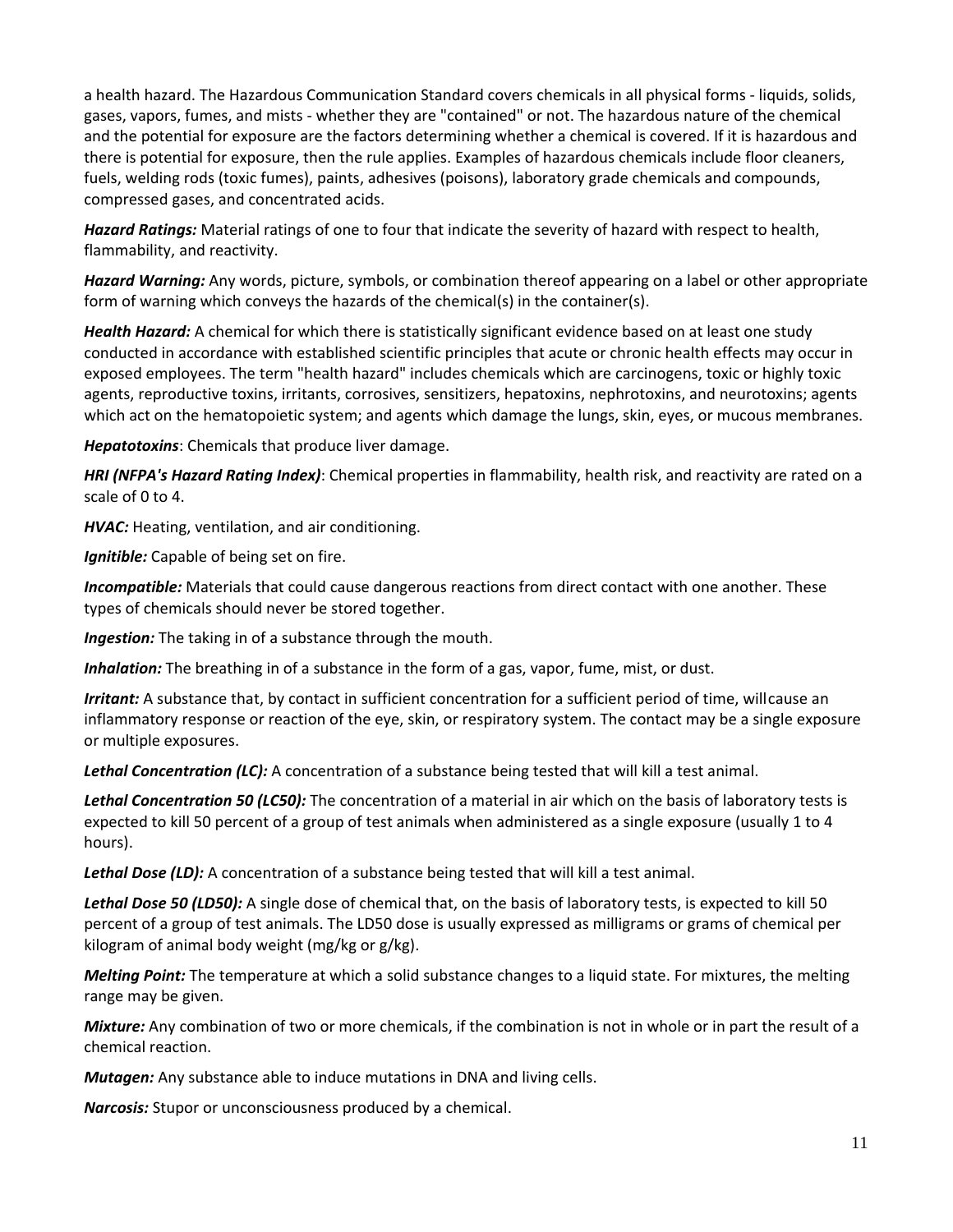a health hazard. The Hazardous Communication Standard covers chemicals in all physical forms - liquids, solids, gases, vapors, fumes, and mists - whether they are "contained" or not. The hazardous nature of the chemical and the potential for exposure are the factors determining whether a chemical is covered. If it is hazardous and there is potential for exposure, then the rule applies. Examples of hazardous chemicals include floor cleaners, fuels, welding rods (toxic fumes), paints, adhesives (poisons), laboratory grade chemicals and compounds, compressed gases, and concentrated acids.

***Hazard Ratings:*** Material ratings of one to four that indicate the severity of hazard with respect to health, flammability, and reactivity.

***Hazard Warning:*** Any words, picture, symbols, or combination thereof appearing on a label or other appropriate form of warning which conveys the hazards of the chemical(s) in the container(s).

***Health Hazard:*** A chemical for which there is statistically significant evidence based on at least one study conducted in accordance with established scientific principles that acute or chronic health effects may occur in exposed employees. The term "health hazard" includes chemicals which are carcinogens, toxic or highly toxic agents, reproductive toxins, irritants, corrosives, sensitizers, hepatoxins, nephrotoxins, and neurotoxins; agents which act on the hematopoietic system; and agents which damage the lungs, skin, eyes, or mucous membranes.

***Hepatotoxins***: Chemicals that produce liver damage.

***HRI (NFPA's Hazard Rating Index)***: Chemical properties in flammability, health risk, and reactivity are rated on a scale of 0 to 4.

***HVAC:*** Heating, ventilation, and air conditioning.

***Ignitible:*** Capable of being set on fire.

***Incompatible:*** Materials that could cause dangerous reactions from direct contact with one another. These types of chemicals should never be stored together.

***Ingestion:*** The taking in of a substance through the mouth.

***Inhalation:*** The breathing in of a substance in the form of a gas, vapor, fume, mist, or dust.

***Irritant:*** A substance that, by contact in sufficient concentration for a sufficient period of time, willcause an inflammatory response or reaction of the eye, skin, or respiratory system. The contact may be a single exposure or multiple exposures.

***Lethal Concentration (LC):*** A concentration of a substance being tested that will kill a test animal.

***Lethal Concentration 50 (LC50):*** The concentration of a material in air which on the basis of laboratory tests is expected to kill 50 percent of a group of test animals when administered as a single exposure (usually 1 to 4 hours).

***Lethal Dose (LD):*** A concentration of a substance being tested that will kill a test animal.

***Lethal Dose 50 (LD50):*** A single dose of chemical that, on the basis of laboratory tests, is expected to kill 50 percent of a group of test animals. The LD50 dose is usually expressed as milligrams or grams of chemical per kilogram of animal body weight (mg/kg or g/kg).

***Melting Point:*** The temperature at which a solid substance changes to a liquid state. For mixtures, the melting range may be given.

***Mixture:*** Any combination of two or more chemicals, if the combination is not in whole or in part the result of a chemical reaction.

***Mutagen:*** Any substance able to induce mutations in DNA and living cells.

***Narcosis:*** Stupor or unconsciousness produced by a chemical.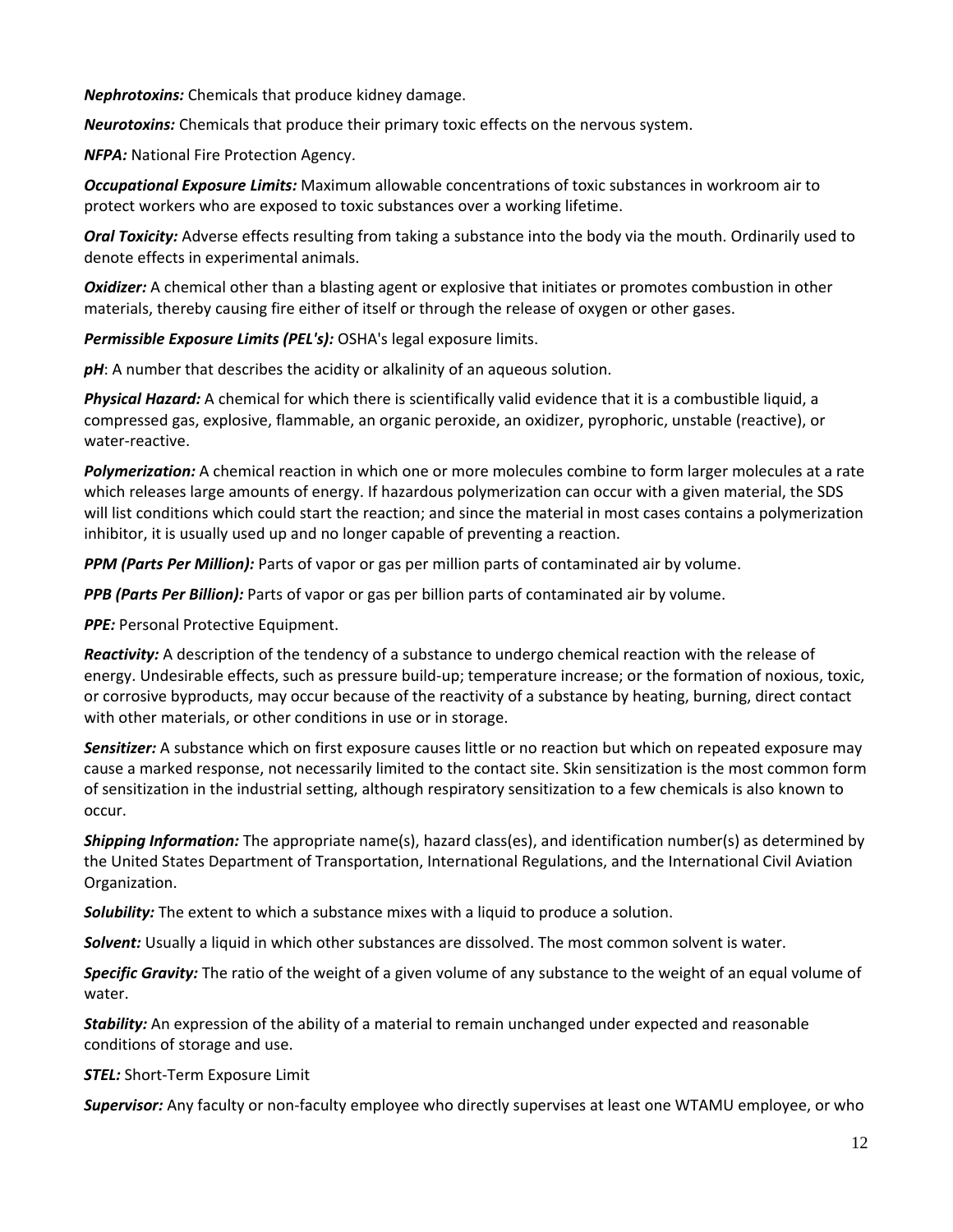***Nephrotoxins:*** Chemicals that produce kidney damage.

***Neurotoxins:*** Chemicals that produce their primary toxic effects on the nervous system.

***NFPA:*** National Fire Protection Agency.

***Occupational Exposure Limits:*** Maximum allowable concentrations of toxic substances in workroom air to protect workers who are exposed to toxic substances over a working lifetime.

***Oral Toxicity:*** Adverse effects resulting from taking a substance into the body via the mouth. Ordinarily used to denote effects in experimental animals.

***Oxidizer:*** A chemical other than a blasting agent or explosive that initiates or promotes combustion in other materials, thereby causing fire either of itself or through the release of oxygen or other gases.

***Permissible Exposure Limits (PEL's):*** OSHA's legal exposure limits.

***pH***: A number that describes the acidity or alkalinity of an aqueous solution.

***Physical Hazard:*** A chemical for which there is scientifically valid evidence that it is a combustible liquid, a compressed gas, explosive, flammable, an organic peroxide, an oxidizer, pyrophoric, unstable (reactive), or water-reactive.

***Polymerization:*** A chemical reaction in which one or more molecules combine to form larger molecules at a rate which releases large amounts of energy. If hazardous polymerization can occur with a given material, the SDS will list conditions which could start the reaction; and since the material in most cases contains a polymerization inhibitor, it is usually used up and no longer capable of preventing a reaction.

***PPM (Parts Per Million):*** Parts of vapor or gas per million parts of contaminated air by volume.

***PPB (Parts Per Billion):*** Parts of vapor or gas per billion parts of contaminated air by volume.

***PPE:*** Personal Protective Equipment.

***Reactivity:*** A description of the tendency of a substance to undergo chemical reaction with the release of energy. Undesirable effects, such as pressure build-up; temperature increase; or the formation of noxious, toxic, or corrosive byproducts, may occur because of the reactivity of a substance by heating, burning, direct contact with other materials, or other conditions in use or in storage.

***Sensitizer:*** A substance which on first exposure causes little or no reaction but which on repeated exposure may cause a marked response, not necessarily limited to the contact site. Skin sensitization is the most common form of sensitization in the industrial setting, although respiratory sensitization to a few chemicals is also known to occur.

***Shipping Information:*** The appropriate name(s), hazard class(es), and identification number(s) as determined by the United States Department of Transportation, International Regulations, and the International Civil Aviation Organization.

***Solubility:*** The extent to which a substance mixes with a liquid to produce a solution.

***Solvent:*** Usually a liquid in which other substances are dissolved. The most common solvent is water.

***Specific Gravity:*** The ratio of the weight of a given volume of any substance to the weight of an equal volume of water.

***Stability:*** An expression of the ability of a material to remain unchanged under expected and reasonable conditions of storage and use.

***STEL:*** Short-Term Exposure Limit

***Supervisor:*** Any faculty or non-faculty employee who directly supervises at least one WTAMU employee, or who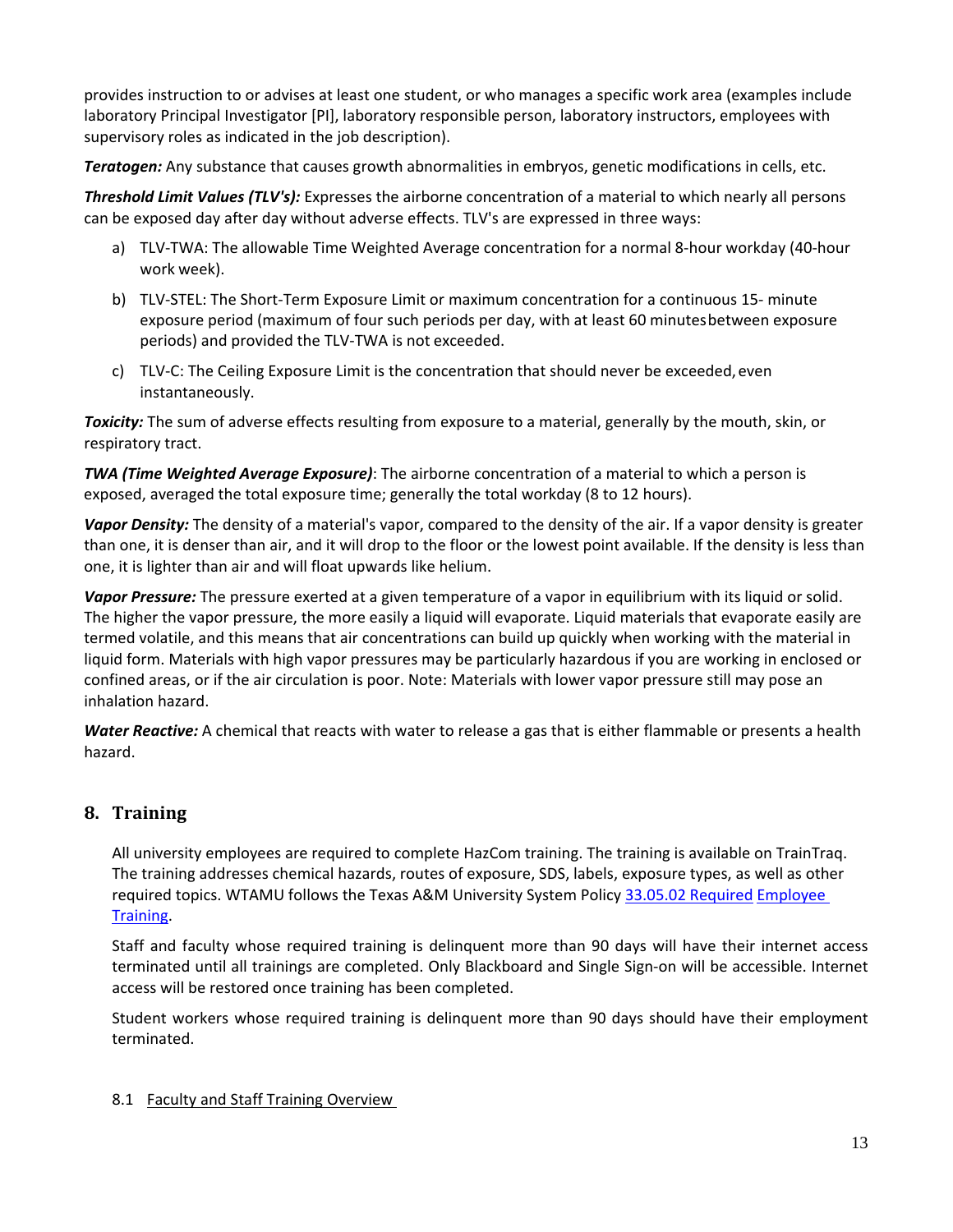provides instruction to or advises at least one student, or who manages a specific work area (examples include laboratory Principal Investigator [PI], laboratory responsible person, laboratory instructors, employees with supervisory roles as indicated in the job description).

***Teratogen:*** Any substance that causes growth abnormalities in embryos, genetic modifications in cells, etc.

***Threshold Limit Values (TLV's):*** Expresses the airborne concentration of a material to which nearly all persons can be exposed day after day without adverse effects. TLV's are expressed in three ways:

a) TLV-TWA: The allowable Time Weighted Average concentration for a normal 8-hour workday (40-hour work week).

b) TLV-STEL: The Short-Term Exposure Limit or maximum concentration for a continuous 15- minute exposure period (maximum of four such periods per day, with at least 60 minutes between exposure periods) and provided the TLV-TWA is not exceeded.

c) TLV-C: The Ceiling Exposure Limit is the concentration that should never be exceeded, even instantaneously.

***Toxicity:*** The sum of adverse effects resulting from exposure to a material, generally by the mouth, skin, or respiratory tract.

***TWA (Time Weighted Average Exposure)***: The airborne concentration of a material to which a person is exposed, averaged the total exposure time; generally the total workday (8 to 12 hours).

***Vapor Density:*** The density of a material's vapor, compared to the density of the air. If a vapor density is greater than one, it is denser than air, and it will drop to the floor or the lowest point available. If the density is less than one, it is lighter than air and will float upwards like helium.

***Vapor Pressure:*** The pressure exerted at a given temperature of a vapor in equilibrium with its liquid or solid. The higher the vapor pressure, the more easily a liquid will evaporate. Liquid materials that evaporate easily are termed volatile, and this means that air concentrations can build up quickly when working with the material in liquid form. Materials with high vapor pressures may be particularly hazardous if you are working in enclosed or confined areas, or if the air circulation is poor. Note: Materials with lower vapor pressure still may pose an inhalation hazard.

***Water Reactive:*** A chemical that reacts with water to release a gas that is either flammable or presents a health hazard.

## 8. Training

All university employees are required to complete HazCom training. The training is available on TrainTraq. The training addresses chemical hazards, routes of exposure, SDS, labels, exposure types, as well as other required topics. WTAMU follows the Texas A&M University System Policy 33.05.02 Required Employee Training.

Staff and faculty whose required training is delinquent more than 90 days will have their internet access terminated until all trainings are completed. Only Blackboard and Single Sign-on will be accessible. Internet access will be restored once training has been completed.

Student workers whose required training is delinquent more than 90 days should have their employment terminated.

8.1 Faculty and Staff Training Overview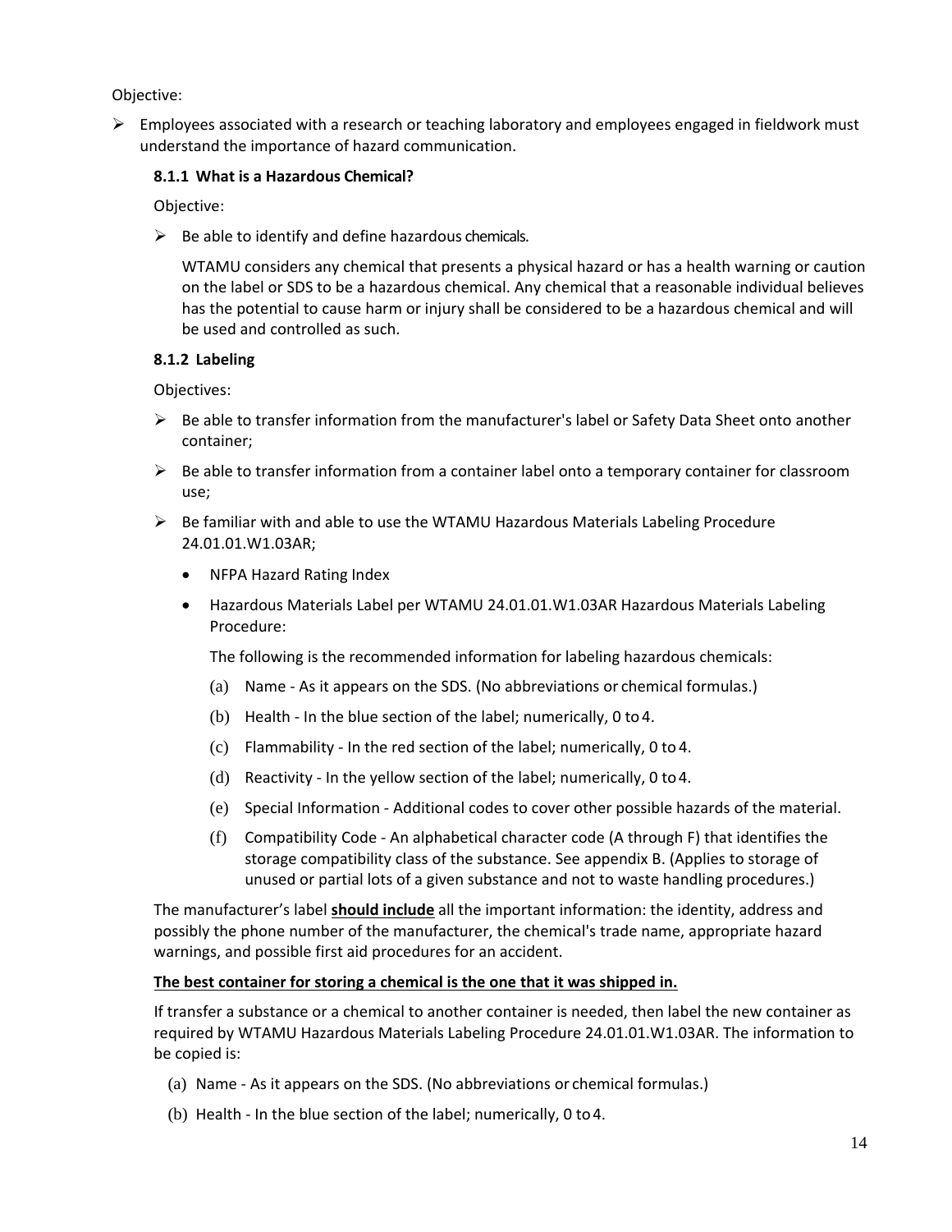Objective:

- Employees associated with a research or teaching laboratory and employees engaged in fieldwork must understand the importance of hazard communication.

### 8.1.1 What is a Hazardous Chemical?

Objective:

- Be able to identify and define hazardous chemicals.

WTAMU considers any chemical that presents a physical hazard or has a health warning or caution on the label or SDS to be a hazardous chemical. Any chemical that a reasonable individual believes has the potential to cause harm or injury shall be considered to be a hazardous chemical and will be used and controlled as such.

### 8.1.2 Labeling

Objectives:

- Be able to transfer information from the manufacturer's label or Safety Data Sheet onto another container;
- Be able to transfer information from a container label onto a temporary container for classroom use;
- Be familiar with and able to use the WTAMU Hazardous Materials Labeling Procedure 24.01.01.W1.03AR;
  - NFPA Hazard Rating Index
  - Hazardous Materials Label per WTAMU 24.01.01.W1.03AR Hazardous Materials Labeling Procedure:

    The following is the recommended information for labeling hazardous chemicals:

    (a) Name - As it appears on the SDS. (No abbreviations or chemical formulas.)

    (b) Health - In the blue section of the label; numerically, 0 to 4.

    (c) Flammability - In the red section of the label; numerically, 0 to 4.

    (d) Reactivity - In the yellow section of the label; numerically, 0 to 4.

    (e) Special Information - Additional codes to cover other possible hazards of the material.

    (f) Compatibility Code - An alphabetical character code (A through F) that identifies the storage compatibility class of the substance. See appendix B. (Applies to storage of unused or partial lots of a given substance and not to waste handling procedures.)

The manufacturer's label **<u>should include</u>** all the important information: the identity, address and possibly the phone number of the manufacturer, the chemical's trade name, appropriate hazard warnings, and possible first aid procedures for an accident.

**<u>The best container for storing a chemical is the one that it was shipped in.</u>**

If transfer a substance or a chemical to another container is needed, then label the new container as required by WTAMU Hazardous Materials Labeling Procedure 24.01.01.W1.03AR. The information to be copied is:

(a) Name - As it appears on the SDS. (No abbreviations or chemical formulas.)

(b) Health - In the blue section of the label; numerically, 0 to 4.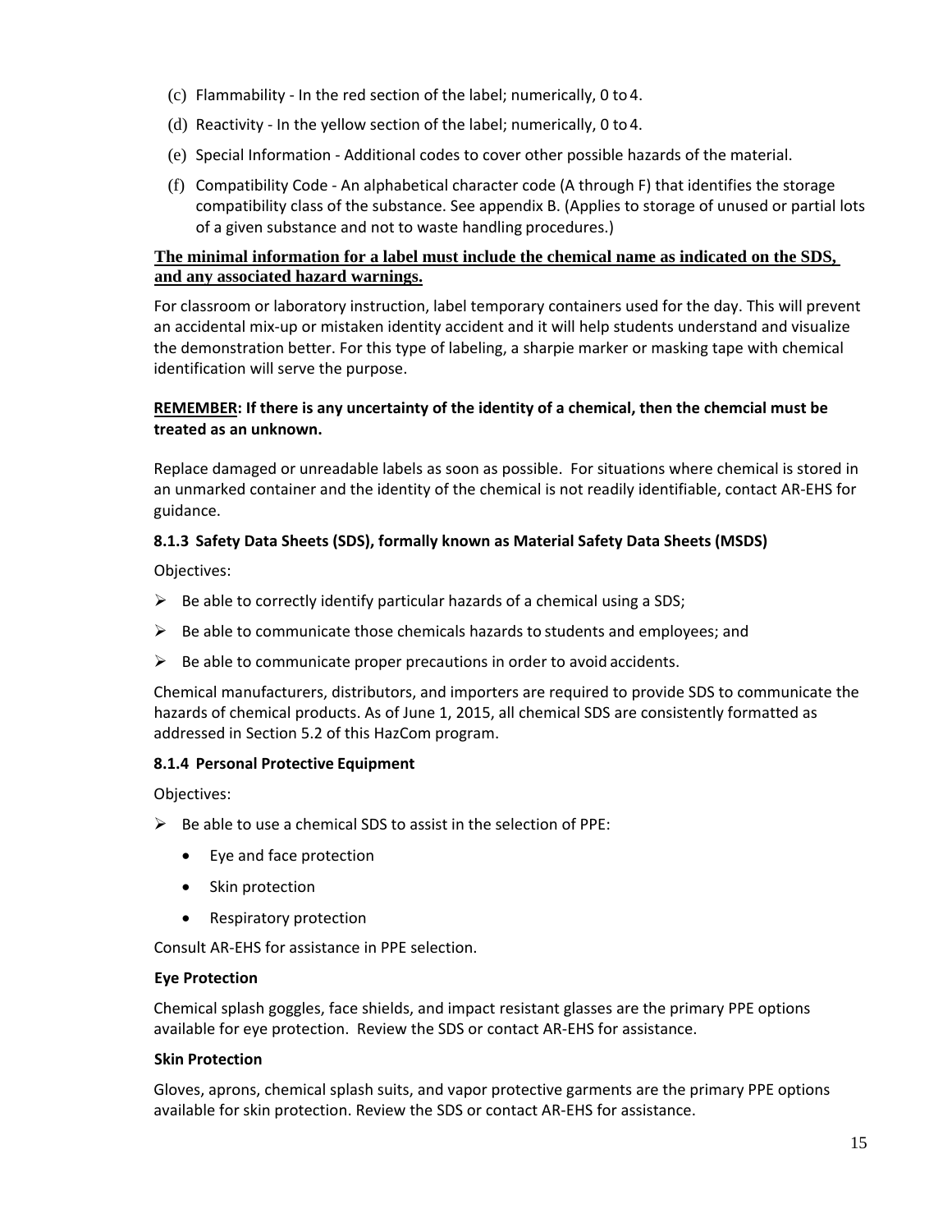(c) Flammability - In the red section of the label; numerically, 0 to 4.

(d) Reactivity - In the yellow section of the label; numerically, 0 to 4.

(e) Special Information - Additional codes to cover other possible hazards of the material.

(f) Compatibility Code - An alphabetical character code (A through F) that identifies the storage compatibility class of the substance. See appendix B. (Applies to storage of unused or partial lots of a given substance and not to waste handling procedures.)

**The minimal information for a label must include the chemical name as indicated on the SDS, and any associated hazard warnings.**

For classroom or laboratory instruction, label temporary containers used for the day. This will prevent an accidental mix-up or mistaken identity accident and it will help students understand and visualize the demonstration better. For this type of labeling, a sharpie marker or masking tape with chemical identification will serve the purpose.

**REMEMBER: If there is any uncertainty of the identity of a chemical, then the chemcial must be treated as an unknown.**

Replace damaged or unreadable labels as soon as possible. For situations where chemical is stored in an unmarked container and the identity of the chemical is not readily identifiable, contact AR-EHS for guidance.

#### 8.1.3 Safety Data Sheets (SDS), formally known as Material Safety Data Sheets (MSDS)

Objectives:

- Be able to correctly identify particular hazards of a chemical using a SDS;
- Be able to communicate those chemicals hazards to students and employees; and
- Be able to communicate proper precautions in order to avoid accidents.

Chemical manufacturers, distributors, and importers are required to provide SDS to communicate the hazards of chemical products. As of June 1, 2015, all chemical SDS are consistently formatted as addressed in Section 5.2 of this HazCom program.

#### 8.1.4 Personal Protective Equipment

Objectives:

- Be able to use a chemical SDS to assist in the selection of PPE:
  - Eye and face protection
  - Skin protection
  - Respiratory protection

Consult AR-EHS for assistance in PPE selection.

**Eye Protection**

Chemical splash goggles, face shields, and impact resistant glasses are the primary PPE options available for eye protection. Review the SDS or contact AR-EHS for assistance.

**Skin Protection**

Gloves, aprons, chemical splash suits, and vapor protective garments are the primary PPE options available for skin protection. Review the SDS or contact AR-EHS for assistance.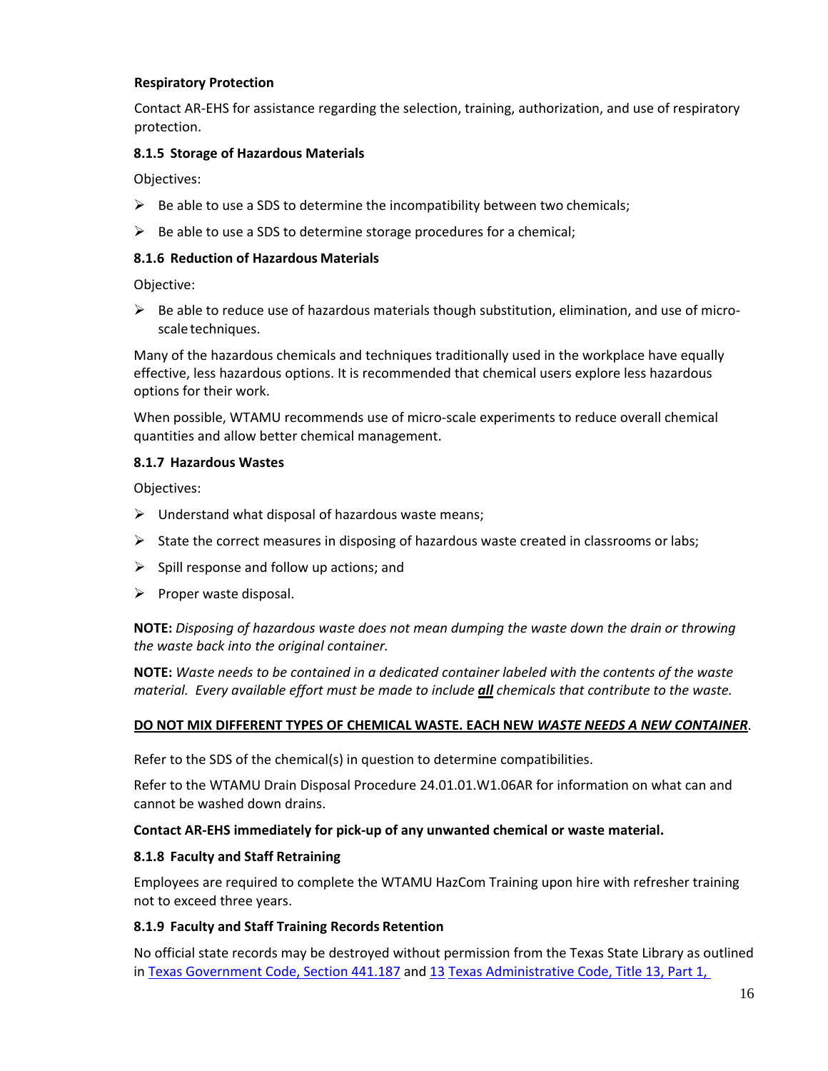**Respiratory Protection**

Contact AR-EHS for assistance regarding the selection, training, authorization, and use of respiratory protection.

### 8.1.5 Storage of Hazardous Materials

Objectives:

- Be able to use a SDS to determine the incompatibility between two chemicals;
- Be able to use a SDS to determine storage procedures for a chemical;

### 8.1.6 Reduction of Hazardous Materials

Objective:

- Be able to reduce use of hazardous materials though substitution, elimination, and use of micro-scale techniques.

Many of the hazardous chemicals and techniques traditionally used in the workplace have equally effective, less hazardous options. It is recommended that chemical users explore less hazardous options for their work.

When possible, WTAMU recommends use of micro-scale experiments to reduce overall chemical quantities and allow better chemical management.

### 8.1.7 Hazardous Wastes

Objectives:

- Understand what disposal of hazardous waste means;
- State the correct measures in disposing of hazardous waste created in classrooms or labs;
- Spill response and follow up actions; and
- Proper waste disposal.

**NOTE:** *Disposing of hazardous waste does not mean dumping the waste down the drain or throwing the waste back into the original container.*

**NOTE:** *Waste needs to be contained in a dedicated container labeled with the contents of the waste material. Every available effort must be made to include **all** chemicals that contribute to the waste.*

**DO NOT MIX DIFFERENT TYPES OF CHEMICAL WASTE. EACH NEW *WASTE NEEDS A NEW CONTAINER*.**

Refer to the SDS of the chemical(s) in question to determine compatibilities.

Refer to the WTAMU Drain Disposal Procedure 24.01.01.W1.06AR for information on what can and cannot be washed down drains.

**Contact AR-EHS immediately for pick-up of any unwanted chemical or waste material.**

### 8.1.8 Faculty and Staff Retraining

Employees are required to complete the WTAMU HazCom Training upon hire with refresher training not to exceed three years.

### 8.1.9 Faculty and Staff Training Records Retention

No official state records may be destroyed without permission from the Texas State Library as outlined in Texas Government Code, Section 441.187 and 13 Texas Administrative Code, Title 13, Part 1,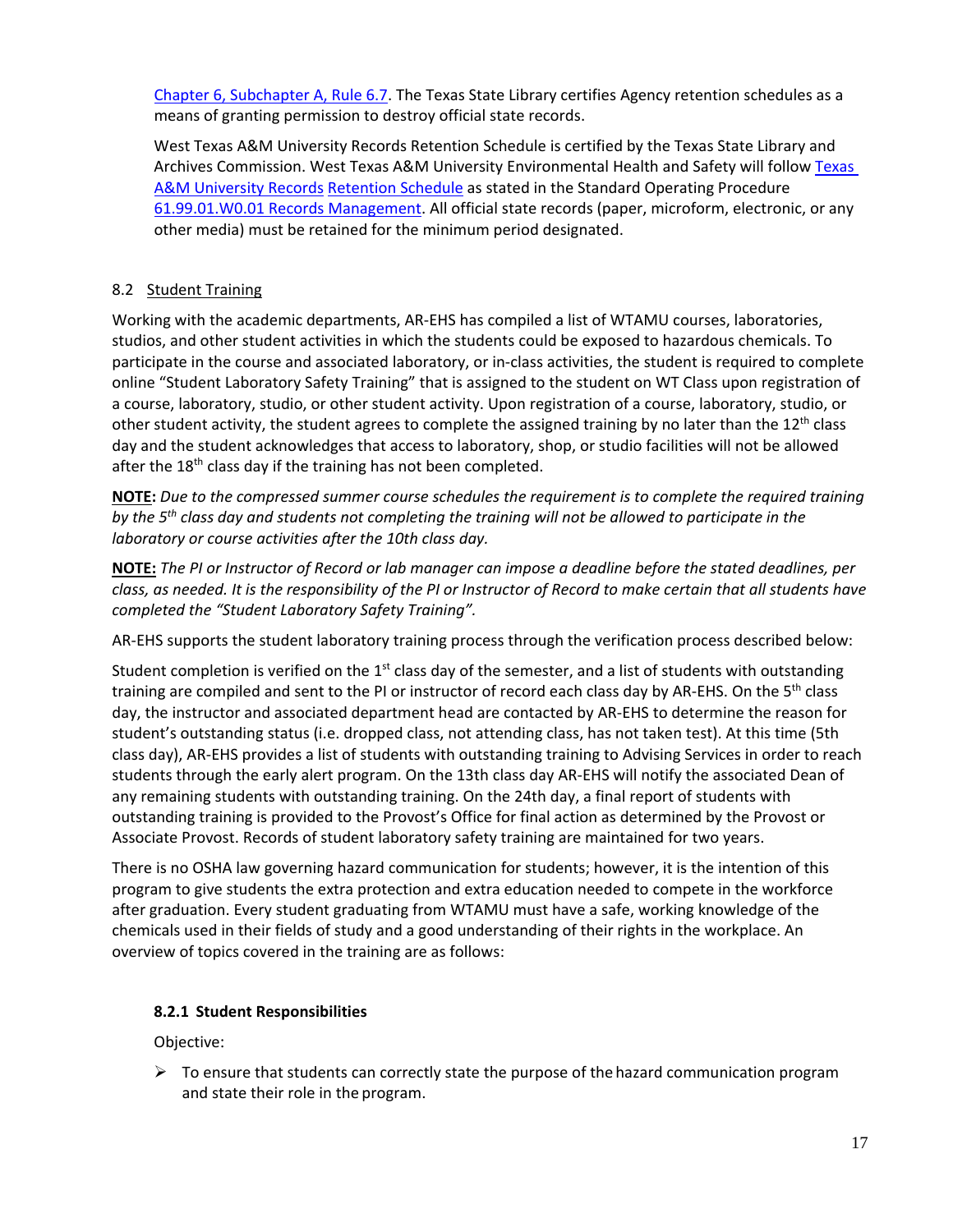Chapter 6, Subchapter A, Rule 6.7. The Texas State Library certifies Agency retention schedules as a means of granting permission to destroy official state records.

West Texas A&M University Records Retention Schedule is certified by the Texas State Library and Archives Commission. West Texas A&M University Environmental Health and Safety will follow Texas A&M University Records Retention Schedule as stated in the Standard Operating Procedure 61.99.01.W0.01 Records Management. All official state records (paper, microform, electronic, or any other media) must be retained for the minimum period designated.

## 8.2 Student Training

Working with the academic departments, AR-EHS has compiled a list of WTAMU courses, laboratories, studios, and other student activities in which the students could be exposed to hazardous chemicals. To participate in the course and associated laboratory, or in-class activities, the student is required to complete online "Student Laboratory Safety Training" that is assigned to the student on WT Class upon registration of a course, laboratory, studio, or other student activity. Upon registration of a course, laboratory, studio, or other student activity, the student agrees to complete the assigned training by no later than the 12th class day and the student acknowledges that access to laboratory, shop, or studio facilities will not be allowed after the 18th class day if the training has not been completed.

**NOTE:** *Due to the compressed summer course schedules the requirement is to complete the required training by the 5th class day and students not completing the training will not be allowed to participate in the laboratory or course activities after the 10th class day.*

**NOTE:** *The PI or Instructor of Record or lab manager can impose a deadline before the stated deadlines, per class, as needed. It is the responsibility of the PI or Instructor of Record to make certain that all students have completed the "Student Laboratory Safety Training".*

AR-EHS supports the student laboratory training process through the verification process described below:

Student completion is verified on the 1st class day of the semester, and a list of students with outstanding training are compiled and sent to the PI or instructor of record each class day by AR-EHS. On the 5th class day, the instructor and associated department head are contacted by AR-EHS to determine the reason for student's outstanding status (i.e. dropped class, not attending class, has not taken test). At this time (5th class day), AR-EHS provides a list of students with outstanding training to Advising Services in order to reach students through the early alert program. On the 13th class day AR-EHS will notify the associated Dean of any remaining students with outstanding training. On the 24th day, a final report of students with outstanding training is provided to the Provost's Office for final action as determined by the Provost or Associate Provost. Records of student laboratory safety training are maintained for two years.

There is no OSHA law governing hazard communication for students; however, it is the intention of this program to give students the extra protection and extra education needed to compete in the workforce after graduation. Every student graduating from WTAMU must have a safe, working knowledge of the chemicals used in their fields of study and a good understanding of their rights in the workplace. An overview of topics covered in the training are as follows:

### 8.2.1 Student Responsibilities

Objective:

- To ensure that students can correctly state the purpose of the hazard communication program and state their role in the program.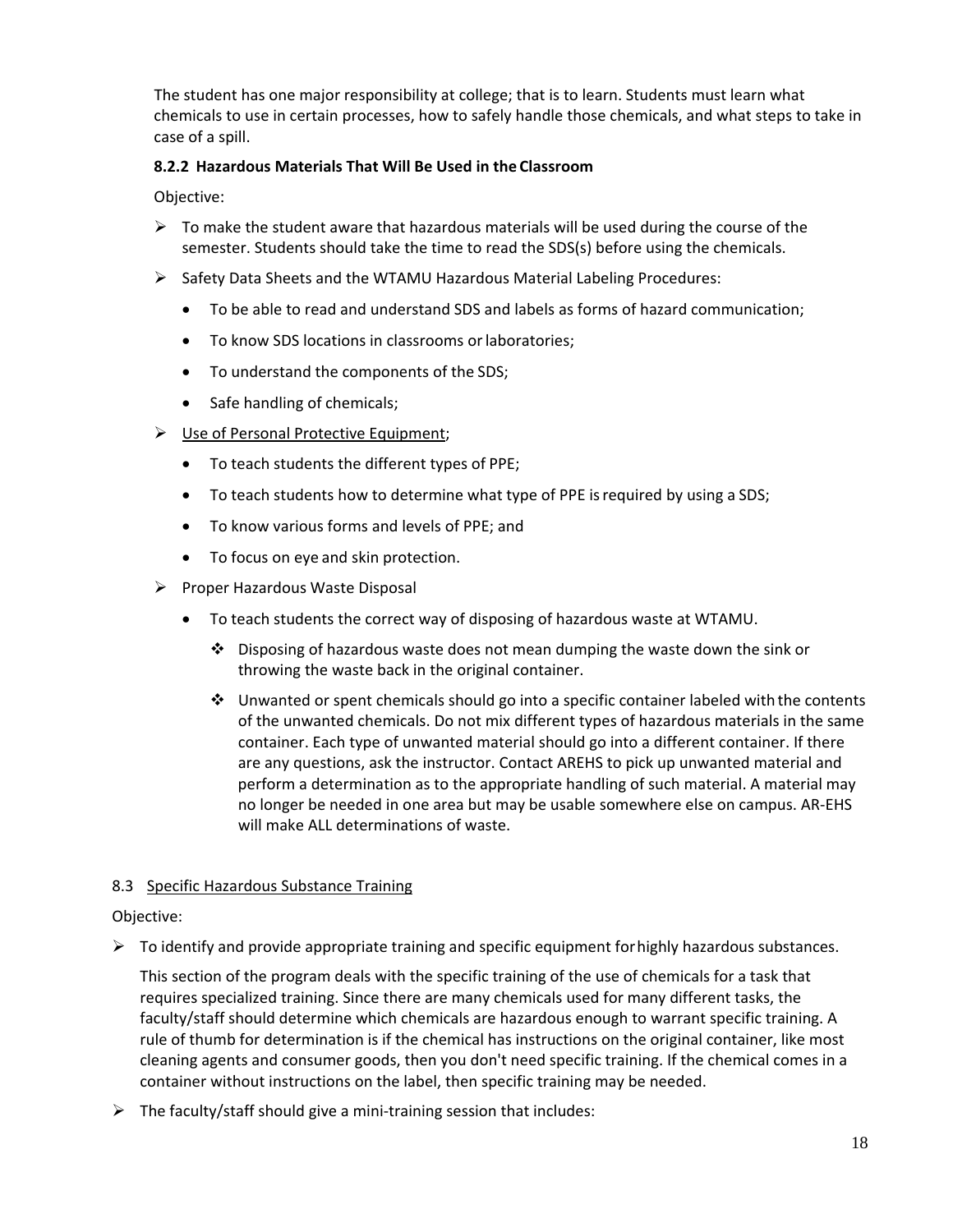The student has one major responsibility at college; that is to learn. Students must learn what chemicals to use in certain processes, how to safely handle those chemicals, and what steps to take in case of a spill.

#### 8.2.2 Hazardous Materials That Will Be Used in the Classroom

Objective:

- To make the student aware that hazardous materials will be used during the course of the semester. Students should take the time to read the SDS(s) before using the chemicals.
- Safety Data Sheets and the WTAMU Hazardous Material Labeling Procedures:
  - To be able to read and understand SDS and labels as forms of hazard communication;
  - To know SDS locations in classrooms or laboratories;
  - To understand the components of the SDS;
  - Safe handling of chemicals;
- <u>Use of Personal Protective Equipment</u>;
  - To teach students the different types of PPE;
  - To teach students how to determine what type of PPE is required by using a SDS;
  - To know various forms and levels of PPE; and
  - To focus on eye and skin protection.
- Proper Hazardous Waste Disposal
  - To teach students the correct way of disposing of hazardous waste at WTAMU.
    - Disposing of hazardous waste does not mean dumping the waste down the sink or throwing the waste back in the original container.
    - Unwanted or spent chemicals should go into a specific container labeled with the contents of the unwanted chemicals. Do not mix different types of hazardous materials in the same container. Each type of unwanted material should go into a different container. If there are any questions, ask the instructor. Contact AREHS to pick up unwanted material and perform a determination as to the appropriate handling of such material. A material may no longer be needed in one area but may be usable somewhere else on campus. AR-EHS will make ALL determinations of waste.

### 8.3 <u>Specific Hazardous Substance Training</u>

Objective:

- To identify and provide appropriate training and specific equipment for highly hazardous substances.

  This section of the program deals with the specific training of the use of chemicals for a task that requires specialized training. Since there are many chemicals used for many different tasks, the faculty/staff should determine which chemicals are hazardous enough to warrant specific training. A rule of thumb for determination is if the chemical has instructions on the original container, like most cleaning agents and consumer goods, then you don't need specific training. If the chemical comes in a container without instructions on the label, then specific training may be needed.

- The faculty/staff should give a mini-training session that includes: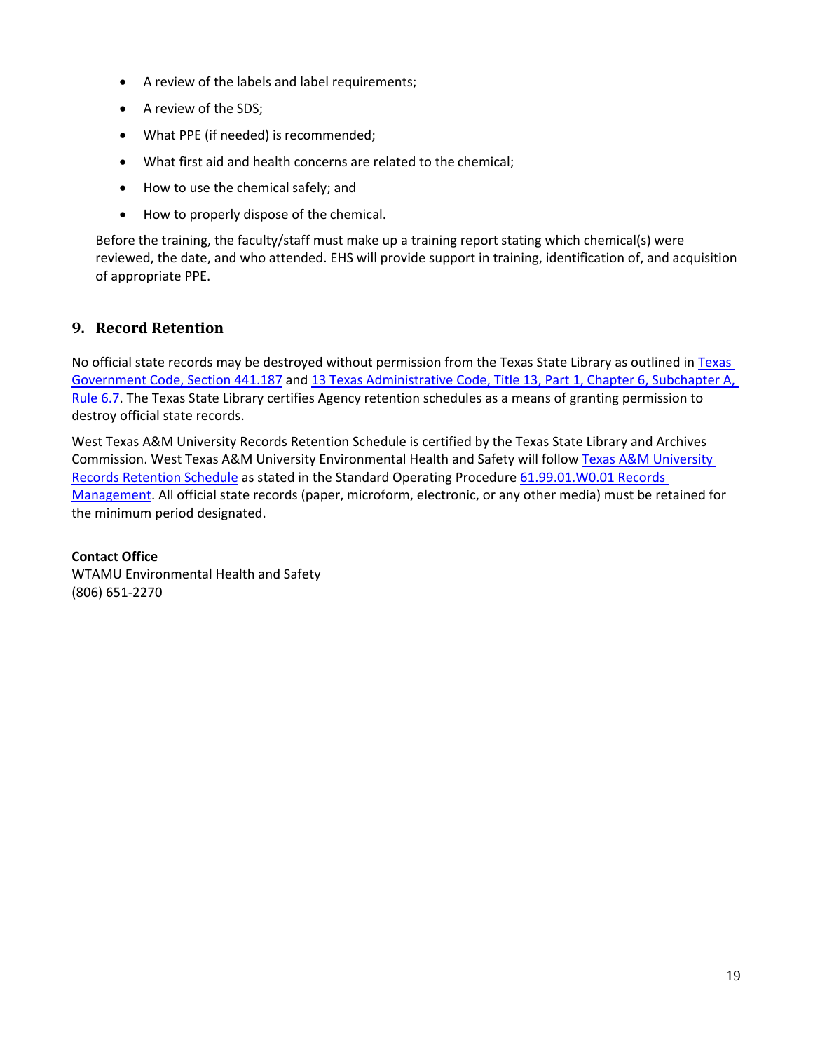- A review of the labels and label requirements;
- A review of the SDS;
- What PPE (if needed) is recommended;
- What first aid and health concerns are related to the chemical;
- How to use the chemical safely; and
- How to properly dispose of the chemical.

Before the training, the faculty/staff must make up a training report stating which chemical(s) were reviewed, the date, and who attended. EHS will provide support in training, identification of, and acquisition of appropriate PPE.

## 9. Record Retention

No official state records may be destroyed without permission from the Texas State Library as outlined in Texas Government Code, Section 441.187 and 13 Texas Administrative Code, Title 13, Part 1, Chapter 6, Subchapter A, Rule 6.7. The Texas State Library certifies Agency retention schedules as a means of granting permission to destroy official state records.

West Texas A&M University Records Retention Schedule is certified by the Texas State Library and Archives Commission. West Texas A&M University Environmental Health and Safety will follow Texas A&M University Records Retention Schedule as stated in the Standard Operating Procedure 61.99.01.W0.01 Records Management. All official state records (paper, microform, electronic, or any other media) must be retained for the minimum period designated.

**Contact Office**
WTAMU Environmental Health and Safety
(806) 651-2270